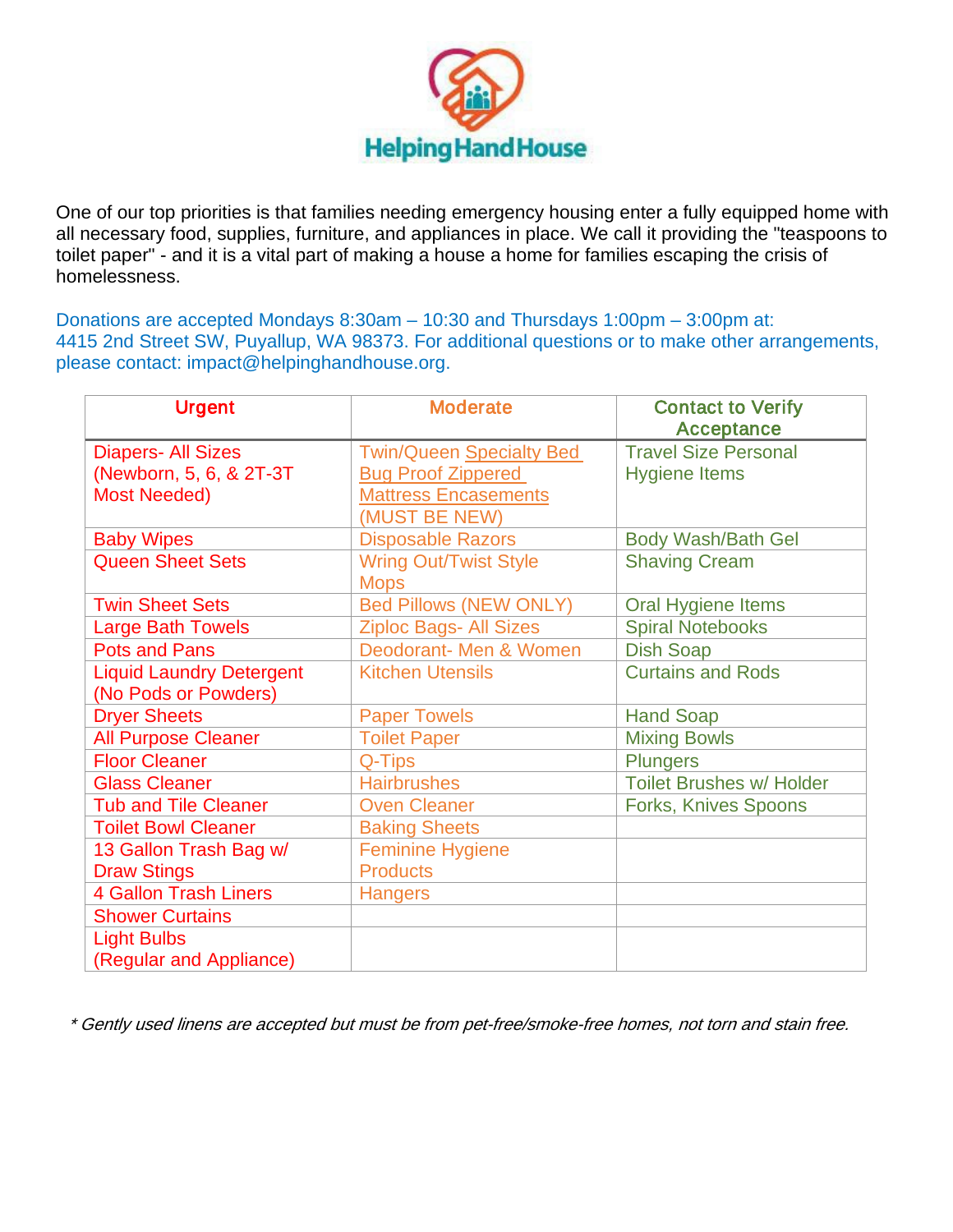# Helping Hand House

One of our top priorities is that families needing emergency housing enter a fully equipped home with all necessary food, supplies, furniture, and appliances in place. We call it providing the "teaspoons to toilet paper" - and it is a vital part of making a house a home for families escaping the crisis of homelessness.

Donations are accepted Mondays 8:30am – 10:30 and Thursdays 1:00pm – 3:00pm at: 4415 2nd Street SW, Puyallup, WA 98373. For additional questions or to make other arrangements, please contact: impact@helpinghandhouse.org.

| Urgent | Moderate | Contact to Verify Acceptance |
|---|---|---|
| Diapers- All Sizes (Newborn, 5, 6, & 2T-3T Most Needed) | Twin/Queen Specialty Bed Bug Proof Zippered Mattress Encasements (MUST BE NEW) | Travel Size Personal Hygiene Items |
| Baby Wipes | Disposable Razors | Body Wash/Bath Gel |
| Queen Sheet Sets | Wring Out/Twist Style Mops | Shaving Cream |
| Twin Sheet Sets | Bed Pillows (NEW ONLY) | Oral Hygiene Items |
| Large Bath Towels | Ziploc Bags- All Sizes | Spiral Notebooks |
| Pots and Pans | Deodorant- Men & Women | Dish Soap |
| Liquid Laundry Detergent (No Pods or Powders) | Kitchen Utensils | Curtains and Rods |
| Dryer Sheets | Paper Towels | Hand Soap |
| All Purpose Cleaner | Toilet Paper | Mixing Bowls |
| Floor Cleaner | Q-Tips | Plungers |
| Glass Cleaner | Hairbrushes | Toilet Brushes w/ Holder |
| Tub and Tile Cleaner | Oven Cleaner | Forks, Knives Spoons |
| Toilet Bowl Cleaner | Baking Sheets | |
| 13 Gallon Trash Bag w/ Draw Stings | Feminine Hygiene Products | |
| 4 Gallon Trash Liners | Hangers | |
| Shower Curtains | | |
| Light Bulbs (Regular and Appliance) | | |

*\* Gently used linens are accepted but must be from pet-free/smoke-free homes, not torn and stain free.*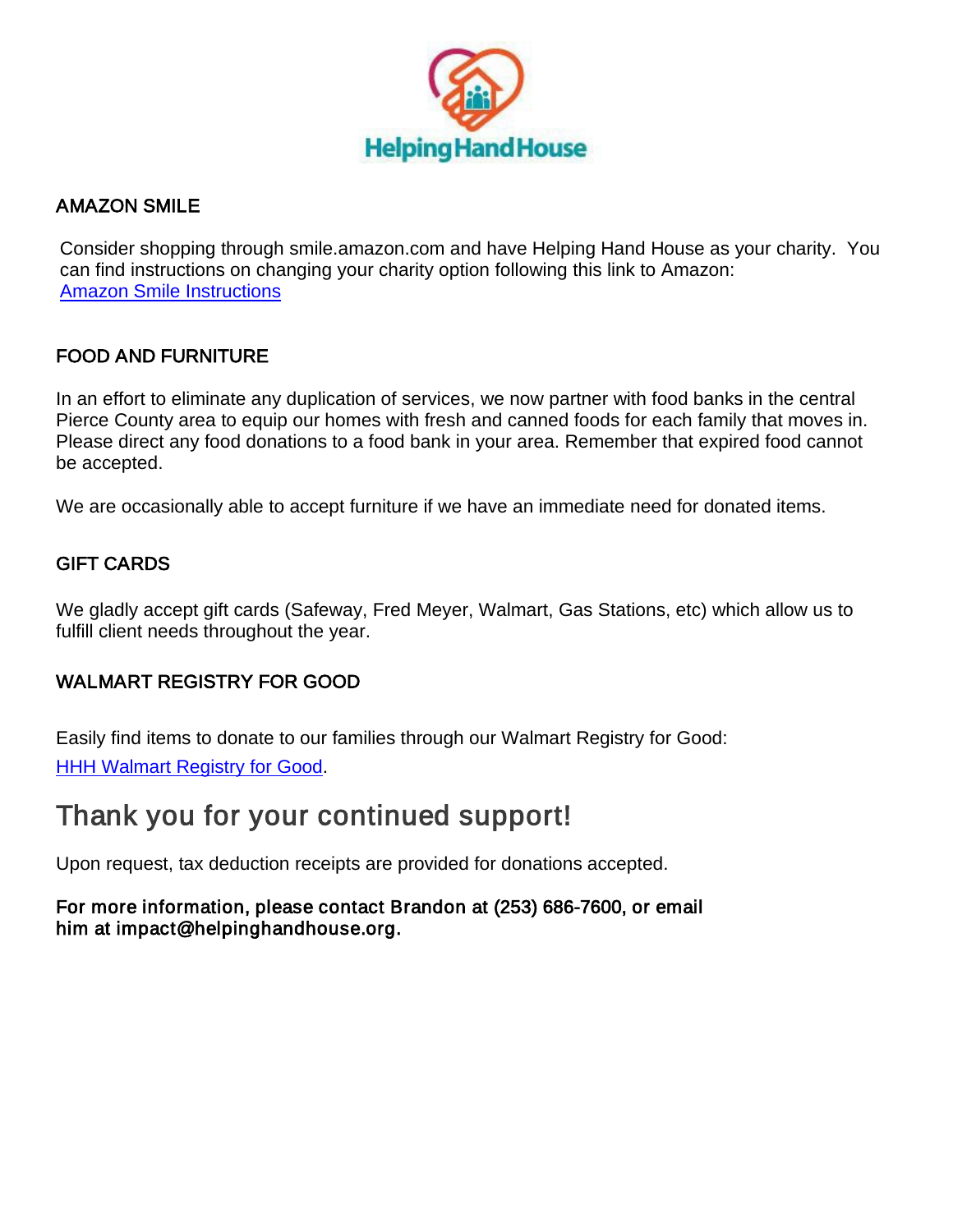Helping Hand House

## AMAZON SMILE

Consider shopping through smile.amazon.com and have Helping Hand House as your charity. You can find instructions on changing your charity option following this link to Amazon: Amazon Smile Instructions

## FOOD AND FURNITURE

In an effort to eliminate any duplication of services, we now partner with food banks in the central Pierce County area to equip our homes with fresh and canned foods for each family that moves in. Please direct any food donations to a food bank in your area. Remember that expired food cannot be accepted.

We are occasionally able to accept furniture if we have an immediate need for donated items.

## GIFT CARDS

We gladly accept gift cards (Safeway, Fred Meyer, Walmart, Gas Stations, etc) which allow us to fulfill client needs throughout the year.

## WALMART REGISTRY FOR GOOD

Easily find items to donate to our families through our Walmart Registry for Good: HHH Walmart Registry for Good.

# Thank you for your continued support!

Upon request, tax deduction receipts are provided for donations accepted.

**For more information, please contact Brandon at (253) 686-7600, or email him at impact@helpinghandhouse.org.**